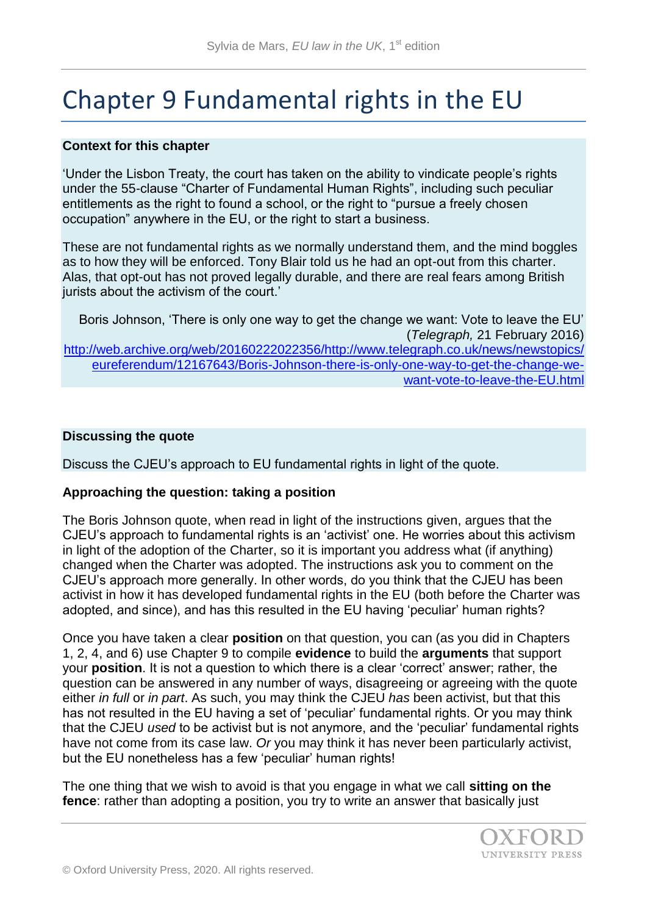# Chapter 9 Fundamental rights in the EU

**Context for this chapter**

'Under the Lisbon Treaty, the court has taken on the ability to vindicate people's rights under the 55-clause "Charter of Fundamental Human Rights", including such peculiar entitlements as the right to found a school, or the right to "pursue a freely chosen occupation" anywhere in the EU, or the right to start a business.

These are not fundamental rights as we normally understand them, and the mind boggles as to how they will be enforced. Tony Blair told us he had an opt-out from this charter. Alas, that opt-out has not proved legally durable, and there are real fears among British jurists about the activism of the court.'

Boris Johnson, 'There is only one way to get the change we want: Vote to leave the EU' (*Telegraph,* 21 February 2016) http://web.archive.org/web/20160222022356/http://www.telegraph.co.uk/news/newstopics/eureferendum/12167643/Boris-Johnson-there-is-only-one-way-to-get-the-change-we-want-vote-to-leave-the-EU.html

**Discussing the quote**

Discuss the CJEU's approach to EU fundamental rights in light of the quote.

**Approaching the question: taking a position**

The Boris Johnson quote, when read in light of the instructions given, argues that the CJEU's approach to fundamental rights is an 'activist' one. He worries about this activism in light of the adoption of the Charter, so it is important you address what (if anything) changed when the Charter was adopted. The instructions ask you to comment on the CJEU's approach more generally. In other words, do you think that the CJEU has been activist in how it has developed fundamental rights in the EU (both before the Charter was adopted, and since), and has this resulted in the EU having 'peculiar' human rights?

Once you have taken a clear **position** on that question, you can (as you did in Chapters 1, 2, 4, and 6) use Chapter 9 to compile **evidence** to build the **arguments** that support your **position**. It is not a question to which there is a clear 'correct' answer; rather, the question can be answered in any number of ways, disagreeing or agreeing with the quote either *in full* or *in part*. As such, you may think the CJEU *has* been activist, but that this has not resulted in the EU having a set of 'peculiar' fundamental rights. Or you may think that the CJEU *used* to be activist but is not anymore, and the 'peculiar' fundamental rights have not come from its case law. *Or* you may think it has never been particularly activist, but the EU nonetheless has a few 'peculiar' human rights!

The one thing that we wish to avoid is that you engage in what we call **sitting on the fence**: rather than adopting a position, you try to write an answer that basically just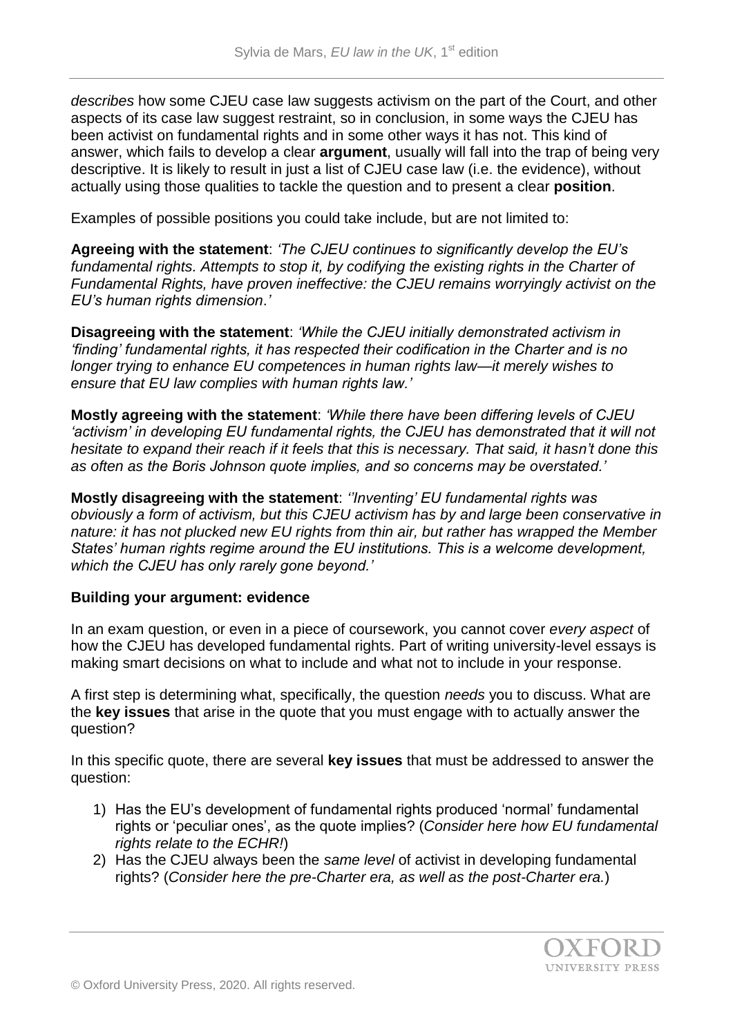*describes* how some CJEU case law suggests activism on the part of the Court, and other aspects of its case law suggest restraint, so in conclusion, in some ways the CJEU has been activist on fundamental rights and in some other ways it has not. This kind of answer, which fails to develop a clear **argument**, usually will fall into the trap of being very descriptive. It is likely to result in just a list of CJEU case law (i.e. the evidence), without actually using those qualities to tackle the question and to present a clear **position**.

Examples of possible positions you could take include, but are not limited to:

**Agreeing with the statement**: *'The CJEU continues to significantly develop the EU's fundamental rights. Attempts to stop it, by codifying the existing rights in the Charter of Fundamental Rights, have proven ineffective: the CJEU remains worryingly activist on the EU's human rights dimension.'*

**Disagreeing with the statement**: *'While the CJEU initially demonstrated activism in 'finding' fundamental rights, it has respected their codification in the Charter and is no longer trying to enhance EU competences in human rights law—it merely wishes to ensure that EU law complies with human rights law.'*

**Mostly agreeing with the statement**: *'While there have been differing levels of CJEU 'activism' in developing EU fundamental rights, the CJEU has demonstrated that it will not hesitate to expand their reach if it feels that this is necessary. That said, it hasn't done this as often as the Boris Johnson quote implies, and so concerns may be overstated.'*

**Mostly disagreeing with the statement**: *''Inventing' EU fundamental rights was obviously a form of activism, but this CJEU activism has by and large been conservative in nature: it has not plucked new EU rights from thin air, but rather has wrapped the Member States' human rights regime around the EU institutions. This is a welcome development, which the CJEU has only rarely gone beyond.'*

**Building your argument: evidence**

In an exam question, or even in a piece of coursework, you cannot cover *every aspect* of how the CJEU has developed fundamental rights. Part of writing university-level essays is making smart decisions on what to include and what not to include in your response.

A first step is determining what, specifically, the question *needs* you to discuss. What are the **key issues** that arise in the quote that you must engage with to actually answer the question?

In this specific quote, there are several **key issues** that must be addressed to answer the question:

1) Has the EU's development of fundamental rights produced 'normal' fundamental rights or 'peculiar ones', as the quote implies? (*Consider here how EU fundamental rights relate to the ECHR!*)
2) Has the CJEU always been the *same level* of activist in developing fundamental rights? (*Consider here the pre-Charter era, as well as the post-Charter era.*)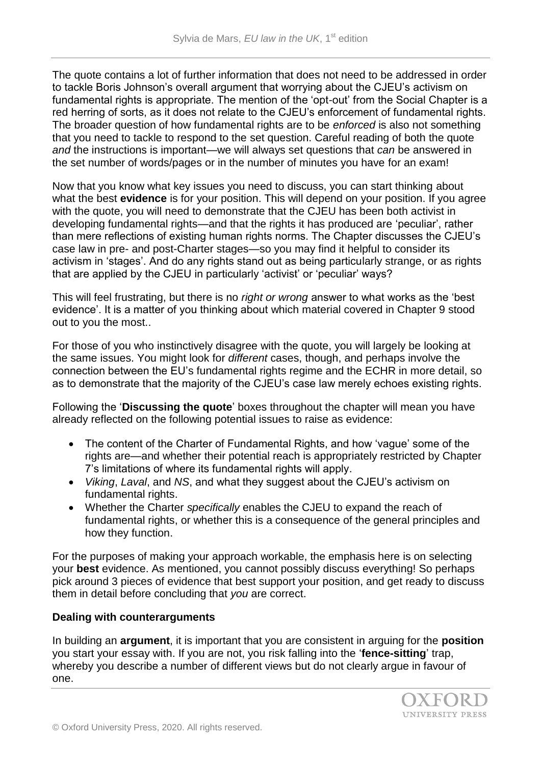The quote contains a lot of further information that does not need to be addressed in order to tackle Boris Johnson's overall argument that worrying about the CJEU's activism on fundamental rights is appropriate. The mention of the 'opt-out' from the Social Chapter is a red herring of sorts, as it does not relate to the CJEU's enforcement of fundamental rights. The broader question of how fundamental rights are to be *enforced* is also not something that you need to tackle to respond to the set question. Careful reading of both the quote *and* the instructions is important—we will always set questions that *can* be answered in the set number of words/pages or in the number of minutes you have for an exam!

Now that you know what key issues you need to discuss, you can start thinking about what the best **evidence** is for your position. This will depend on your position. If you agree with the quote, you will need to demonstrate that the CJEU has been both activist in developing fundamental rights—and that the rights it has produced are 'peculiar', rather than mere reflections of existing human rights norms. The Chapter discusses the CJEU's case law in pre- and post-Charter stages—so you may find it helpful to consider its activism in 'stages'. And do any rights stand out as being particularly strange, or as rights that are applied by the CJEU in particularly 'activist' or 'peculiar' ways?

This will feel frustrating, but there is no *right or wrong* answer to what works as the 'best evidence'. It is a matter of you thinking about which material covered in Chapter 9 stood out to you the most..

For those of you who instinctively disagree with the quote, you will largely be looking at the same issues. You might look for *different* cases, though, and perhaps involve the connection between the EU's fundamental rights regime and the ECHR in more detail, so as to demonstrate that the majority of the CJEU's case law merely echoes existing rights.

Following the '**Discussing the quote**' boxes throughout the chapter will mean you have already reflected on the following potential issues to raise as evidence:

- The content of the Charter of Fundamental Rights, and how 'vague' some of the rights are—and whether their potential reach is appropriately restricted by Chapter 7's limitations of where its fundamental rights will apply.
- *Viking*, *Laval*, and *NS*, and what they suggest about the CJEU's activism on fundamental rights.
- Whether the Charter *specifically* enables the CJEU to expand the reach of fundamental rights, or whether this is a consequence of the general principles and how they function.

For the purposes of making your approach workable, the emphasis here is on selecting your **best** evidence. As mentioned, you cannot possibly discuss everything! So perhaps pick around 3 pieces of evidence that best support your position, and get ready to discuss them in detail before concluding that *you* are correct.

**Dealing with counterarguments**

In building an **argument**, it is important that you are consistent in arguing for the **position** you start your essay with. If you are not, you risk falling into the '**fence-sitting**' trap, whereby you describe a number of different views but do not clearly argue in favour of one.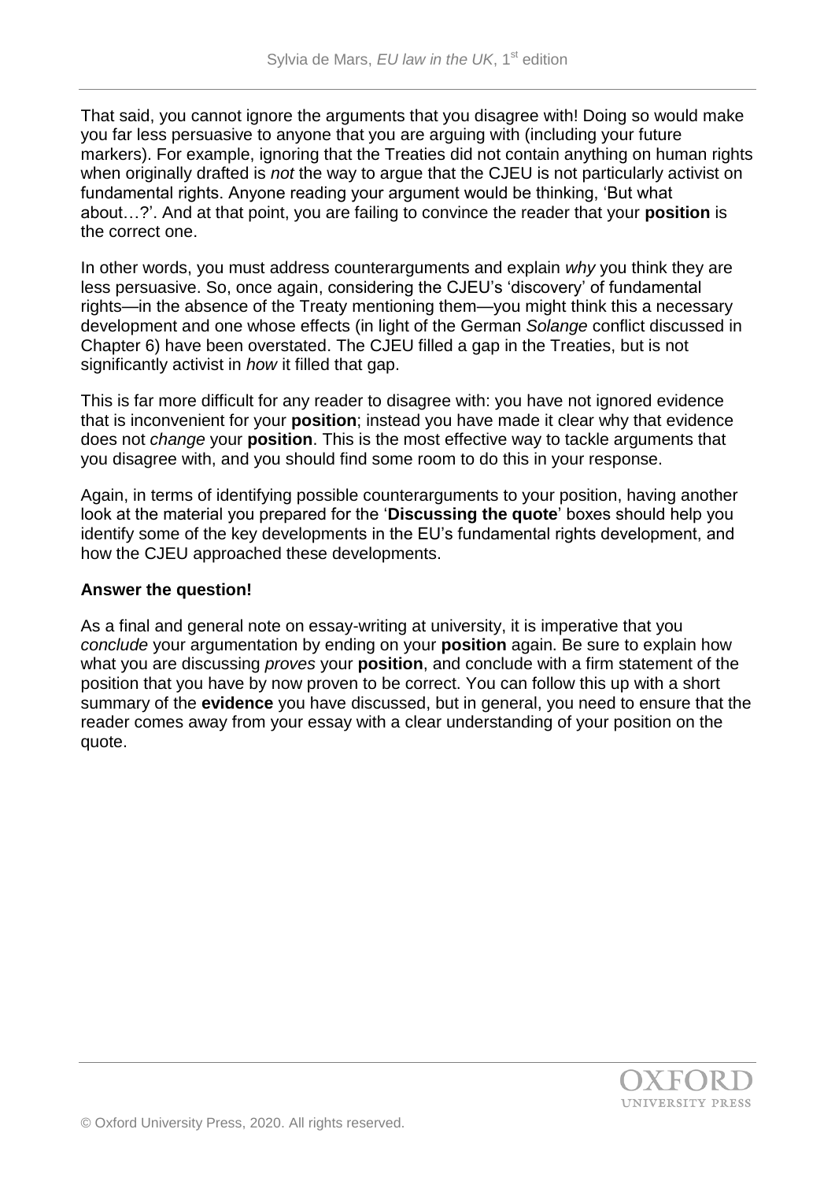That said, you cannot ignore the arguments that you disagree with! Doing so would make you far less persuasive to anyone that you are arguing with (including your future markers). For example, ignoring that the Treaties did not contain anything on human rights when originally drafted is *not* the way to argue that the CJEU is not particularly activist on fundamental rights. Anyone reading your argument would be thinking, 'But what about…?'. And at that point, you are failing to convince the reader that your **position** is the correct one.

In other words, you must address counterarguments and explain *why* you think they are less persuasive. So, once again, considering the CJEU's 'discovery' of fundamental rights—in the absence of the Treaty mentioning them—you might think this a necessary development and one whose effects (in light of the German *Solange* conflict discussed in Chapter 6) have been overstated. The CJEU filled a gap in the Treaties, but is not significantly activist in *how* it filled that gap.

This is far more difficult for any reader to disagree with: you have not ignored evidence that is inconvenient for your **position**; instead you have made it clear why that evidence does not *change* your **position**. This is the most effective way to tackle arguments that you disagree with, and you should find some room to do this in your response.

Again, in terms of identifying possible counterarguments to your position, having another look at the material you prepared for the '**Discussing the quote**' boxes should help you identify some of the key developments in the EU's fundamental rights development, and how the CJEU approached these developments.

**Answer the question!**

As a final and general note on essay-writing at university, it is imperative that you *conclude* your argumentation by ending on your **position** again. Be sure to explain how what you are discussing *proves* your **position**, and conclude with a firm statement of the position that you have by now proven to be correct. You can follow this up with a short summary of the **evidence** you have discussed, but in general, you need to ensure that the reader comes away from your essay with a clear understanding of your position on the quote.